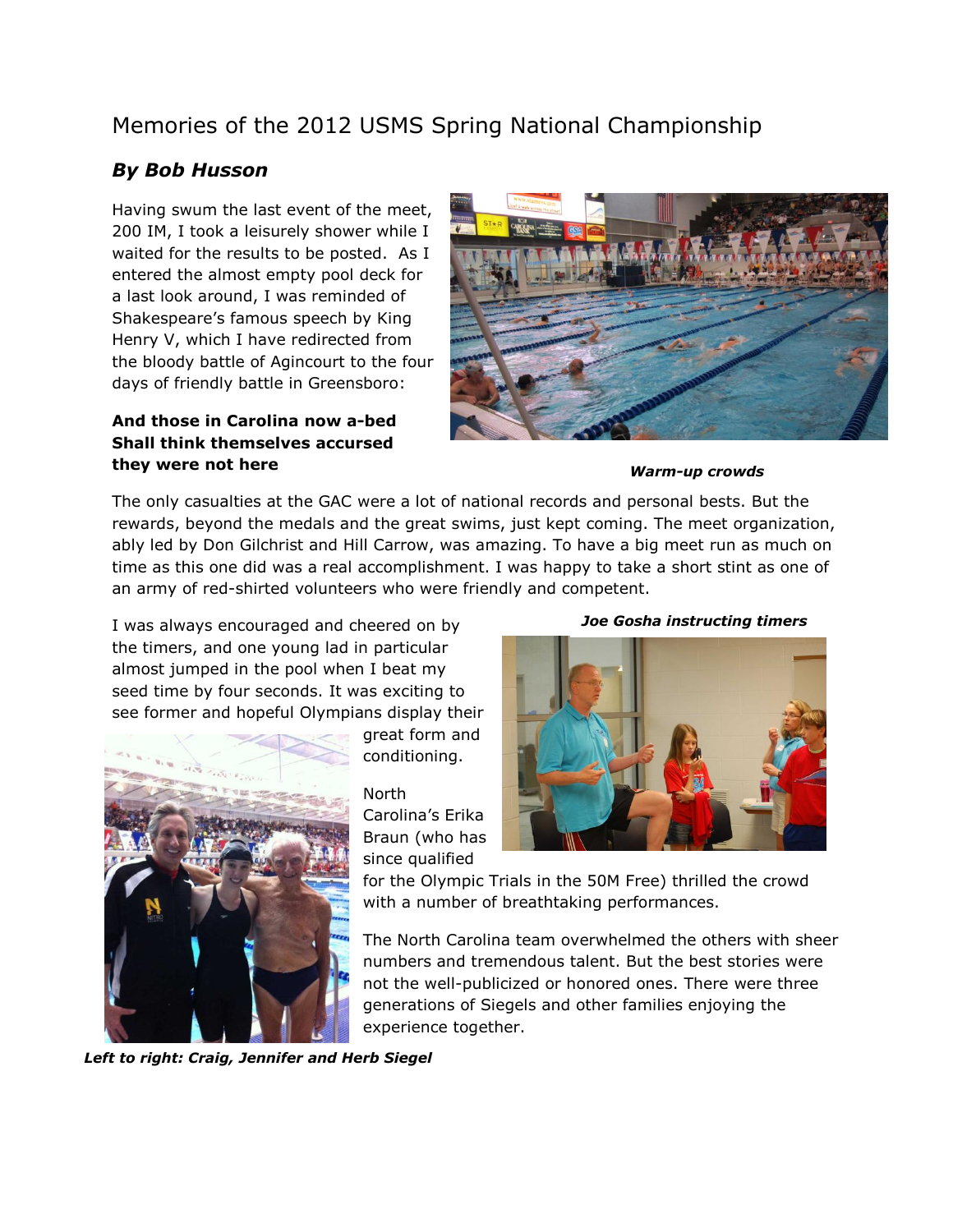# Memories of the 2012 USMS Spring National Championship

## *By Bob Husson*

Having swum the last event of the meet, 200 IM, I took a leisurely shower while I waited for the results to be posted. As I entered the almost empty pool deck for a last look around, I was reminded of Shakespeare's famous speech by King Henry V, which I have redirected from the bloody battle of Agincourt to the four days of friendly battle in Greensboro:

**And those in Carolina now a-bed**
**Shall think themselves accursed**
**they were not here**

***Warm-up crowds***

The only casualties at the GAC were a lot of national records and personal bests. But the rewards, beyond the medals and the great swims, just kept coming. The meet organization, ably led by Don Gilchrist and Hill Carrow, was amazing. To have a big meet run as much on time as this one did was a real accomplishment. I was happy to take a short stint as one of an army of red-shirted volunteers who were friendly and competent.

***Joe Gosha instructing timers***

I was always encouraged and cheered on by the timers, and one young lad in particular almost jumped in the pool when I beat my seed time by four seconds. It was exciting to see former and hopeful Olympians display their great form and conditioning.

North Carolina's Erika Braun (who has since qualified for the Olympic Trials in the 50M Free) thrilled the crowd with a number of breathtaking performances.

The North Carolina team overwhelmed the others with sheer numbers and tremendous talent. But the best stories were not the well-publicized or honored ones. There were three generations of Siegels and other families enjoying the experience together.

***Left to right: Craig, Jennifer and Herb Siegel***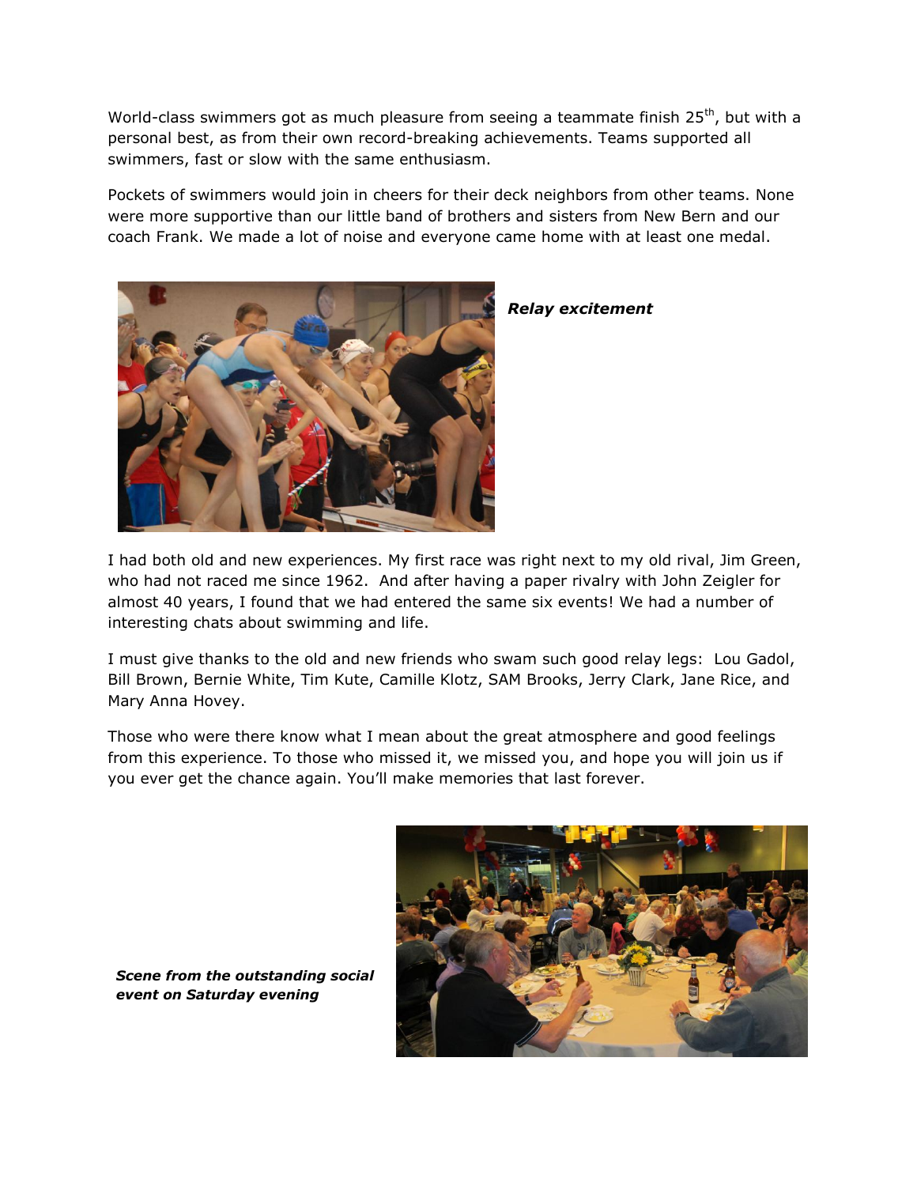World-class swimmers got as much pleasure from seeing a teammate finish 25th, but with a personal best, as from their own record-breaking achievements. Teams supported all swimmers, fast or slow with the same enthusiasm.

Pockets of swimmers would join in cheers for their deck neighbors from other teams. None were more supportive than our little band of brothers and sisters from New Bern and our coach Frank. We made a lot of noise and everyone came home with at least one medal.

***Relay excitement***

I had both old and new experiences. My first race was right next to my old rival, Jim Green, who had not raced me since 1962. And after having a paper rivalry with John Zeigler for almost 40 years, I found that we had entered the same six events! We had a number of interesting chats about swimming and life.

I must give thanks to the old and new friends who swam such good relay legs: Lou Gadol, Bill Brown, Bernie White, Tim Kute, Camille Klotz, SAM Brooks, Jerry Clark, Jane Rice, and Mary Anna Hovey.

Those who were there know what I mean about the great atmosphere and good feelings from this experience. To those who missed it, we missed you, and hope you will join us if you ever get the chance again. You'll make memories that last forever.

***Scene from the outstanding social event on Saturday evening***